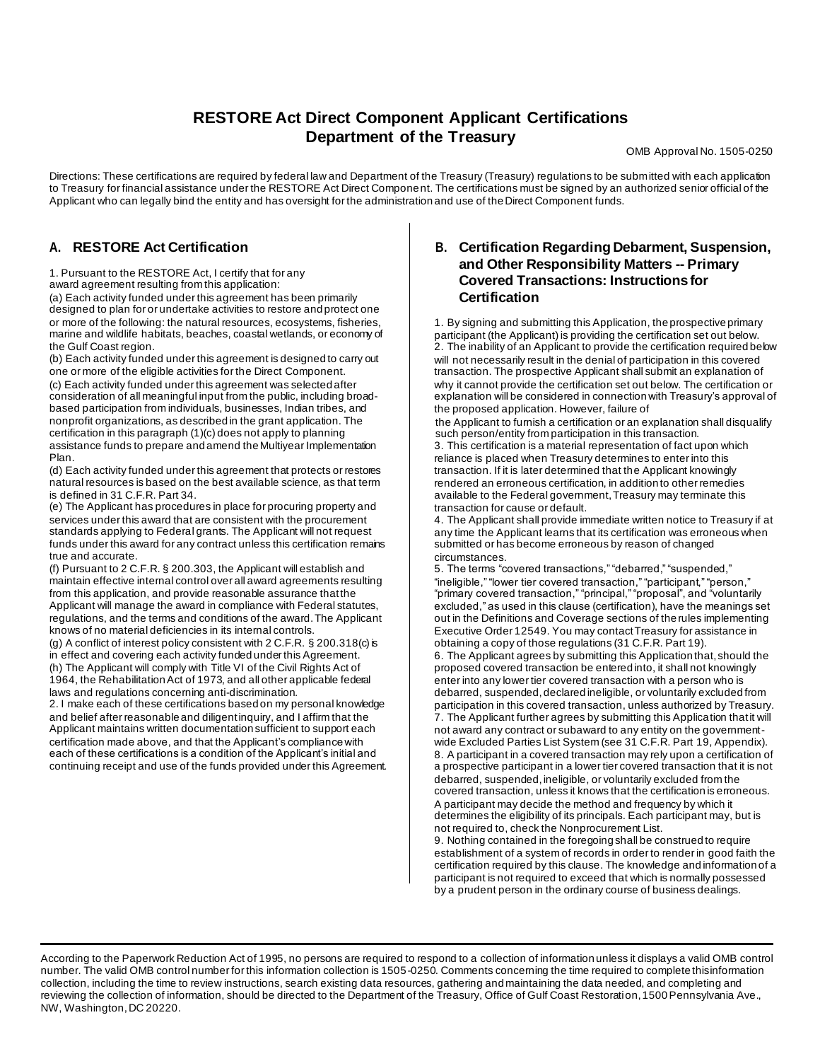# RESTORE Act Direct Component Applicant Certifications
# Department of the Treasury

OMB Approval No. 1505-0250

Directions: These certifications are required by federal law and Department of the Treasury (Treasury) regulations to be submitted with each application to Treasury for financial assistance under the RESTORE Act Direct Component. The certifications must be signed by an authorized senior official of the Applicant who can legally bind the entity and has oversight for the administration and use of the Direct Component funds.

## A. RESTORE Act Certification

1. Pursuant to the RESTORE Act, I certify that for any award agreement resulting from this application:

(a) Each activity funded under this agreement has been primarily designed to plan for or undertake activities to restore and protect one or more of the following: the natural resources, ecosystems, fisheries, marine and wildlife habitats, beaches, coastal wetlands, or economy of the Gulf Coast region.

(b) Each activity funded under this agreement is designed to carry out one or more of the eligible activities for the Direct Component.

(c) Each activity funded under this agreement was selected after consideration of all meaningful input from the public, including broad-based participation from individuals, businesses, Indian tribes, and nonprofit organizations, as described in the grant application. The certification in this paragraph (1)(c) does not apply to planning assistance funds to prepare and amend the Multiyear Implementation Plan.

(d) Each activity funded under this agreement that protects or restores natural resources is based on the best available science, as that term is defined in 31 C.F.R. Part 34.

(e) The Applicant has procedures in place for procuring property and services under this award that are consistent with the procurement standards applying to Federal grants. The Applicant will not request funds under this award for any contract unless this certification remains true and accurate.

(f) Pursuant to 2 C.F.R. § 200.303, the Applicant will establish and maintain effective internal control over all award agreements resulting from this application, and provide reasonable assurance that the Applicant will manage the award in compliance with Federal statutes, regulations, and the terms and conditions of the award. The Applicant knows of no material deficiencies in its internal controls.

(g) A conflict of interest policy consistent with 2 C.F.R. § 200.318(c) is in effect and covering each activity funded under this Agreement.

(h) The Applicant will comply with Title VI of the Civil Rights Act of 1964, the Rehabilitation Act of 1973, and all other applicable federal laws and regulations concerning anti-discrimination.

2. I make each of these certifications based on my personal knowledge and belief after reasonable and diligent inquiry, and I affirm that the Applicant maintains written documentation sufficient to support each certification made above, and that the Applicant's compliance with each of these certifications is a condition of the Applicant's initial and continuing receipt and use of the funds provided under this Agreement.

## B. Certification Regarding Debarment, Suspension, and Other Responsibility Matters -- Primary Covered Transactions: Instructions for Certification

1. By signing and submitting this Application, the prospective primary participant (the Applicant) is providing the certification set out below.

2. The inability of an Applicant to provide the certification required below will not necessarily result in the denial of participation in this covered transaction. The prospective Applicant shall submit an explanation of why it cannot provide the certification set out below. The certification or explanation will be considered in connection with Treasury's approval of the proposed application. However, failure of the Applicant to furnish a certification or an explanation shall disqualify such person/entity from participation in this transaction.

3. This certification is a material representation of fact upon which reliance is placed when Treasury determines to enter into this transaction. If it is later determined that the Applicant knowingly rendered an erroneous certification, in addition to other remedies available to the Federal government, Treasury may terminate this transaction for cause or default.

4. The Applicant shall provide immediate written notice to Treasury if at any time the Applicant learns that its certification was erroneous when submitted or has become erroneous by reason of changed circumstances.

5. The terms "covered transactions," "debarred," "suspended," "ineligible," "lower tier covered transaction," "participant," "person," "primary covered transaction," "principal," "proposal", and "voluntarily excluded," as used in this clause (certification), have the meanings set out in the Definitions and Coverage sections of the rules implementing Executive Order 12549. You may contact Treasury for assistance in obtaining a copy of those regulations (31 C.F.R. Part 19).

6. The Applicant agrees by submitting this Application that, should the proposed covered transaction be entered into, it shall not knowingly enter into any lower tier covered transaction with a person who is debarred, suspended, declared ineligible, or voluntarily excluded from participation in this covered transaction, unless authorized by Treasury.

7. The Applicant further agrees by submitting this Application that it will not award any contract or subaward to any entity on the government-wide Excluded Parties List System (see 31 C.F.R. Part 19, Appendix).

8. A participant in a covered transaction may rely upon a certification of a prospective participant in a lower tier covered transaction that it is not debarred, suspended, ineligible, or voluntarily excluded from the covered transaction, unless it knows that the certification is erroneous. A participant may decide the method and frequency by which it determines the eligibility of its principals. Each participant may, but is not required to, check the Nonprocurement List.

9. Nothing contained in the foregoing shall be construed to require establishment of a system of records in order to render in good faith the certification required by this clause. The knowledge and information of a participant is not required to exceed that which is normally possessed by a prudent person in the ordinary course of business dealings.

---

According to the Paperwork Reduction Act of 1995, no persons are required to respond to a collection of information unless it displays a valid OMB control number. The valid OMB control number for this information collection is 1505-0250. Comments concerning the time required to complete this information collection, including the time to review instructions, search existing data resources, gathering and maintaining the data needed, and completing and reviewing the collection of information, should be directed to the Department of the Treasury, Office of Gulf Coast Restoration, 1500 Pennsylvania Ave., NW, Washington, DC 20220.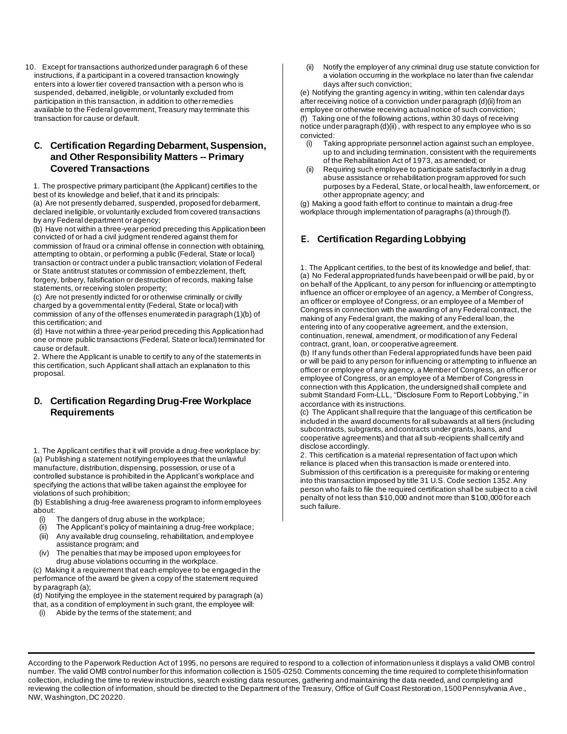10. Except for transactions authorized under paragraph 6 of these instructions, if a participant in a covered transaction knowingly enters into a lower tier covered transaction with a person who is suspended, debarred, ineligible, or voluntarily excluded from participation in this transaction, in addition to other remedies available to the Federal government, Treasury may terminate this transaction for cause or default.

## C. Certification Regarding Debarment, Suspension, and Other Responsibility Matters -- Primary Covered Transactions

1. The prospective primary participant (the Applicant) certifies to the best of its knowledge and belief, that it and its principals:
(a) Are not presently debarred, suspended, proposed for debarment, declared ineligible, or voluntarily excluded from covered transactions by any Federal department or agency;
(b) Have not within a three-year period preceding this Application been convicted of or had a civil judgment rendered against them for commission of fraud or a criminal offense in connection with obtaining, attempting to obtain, or performing a public (Federal, State or local) transaction or contract under a public transaction; violation of Federal or State antitrust statutes or commission of embezzlement, theft, forgery, bribery, falsification or destruction of records, making false statements, or receiving stolen property;
(c) Are not presently indicted for or otherwise criminally or civilly charged by a governmental entity (Federal, State or local) with commission of any of the offenses enumerated in paragraph (1)(b) of this certification; and
(d) Have not within a three-year period preceding this Application had one or more public transactions (Federal, State or local) terminated for cause or default.
2. Where the Applicant is unable to certify to any of the statements in this certification, such Applicant shall attach an explanation to this proposal.

## D. Certification Regarding Drug-Free Workplace Requirements

1. The Applicant certifies that it will provide a drug-free workplace by:
(a) Publishing a statement notifying employees that the unlawful manufacture, distribution, dispensing, possession, or use of a controlled substance is prohibited in the Applicant's workplace and specifying the actions that will be taken against the employee for violations of such prohibition;
(b) Establishing a drug-free awareness program to inform employees about:

- (i) The dangers of drug abuse in the workplace;
- (ii) The Applicant's policy of maintaining a drug-free workplace;
- (iii) Any available drug counseling, rehabilitation, and employee assistance program; and
- (iv) The penalties that may be imposed upon employees for drug abuse violations occurring in the workplace.

(c) Making it a requirement that each employee to be engaged in the performance of the award be given a copy of the statement required by paragraph (a);
(d) Notifying the employee in the statement required by paragraph (a) that, as a condition of employment in such grant, the employee will:

- (i) Abide by the terms of the statement; and
- (ii) Notify the employer of any criminal drug use statute conviction for a violation occurring in the workplace no later than five calendar days after such conviction;

(e) Notifying the granting agency in writing, within ten calendar days after receiving notice of a conviction under paragraph (d)(ii) from an employee or otherwise receiving actual notice of such conviction;
(f) Taking one of the following actions, within 30 days of receiving notice under paragraph (d)(ii), with respect to any employee who is so convicted:

- (i) Taking appropriate personnel action against such an employee, up to and including termination, consistent with the requirements of the Rehabilitation Act of 1973, as amended; or
- (ii) Requiring such employee to participate satisfactorily in a drug abuse assistance or rehabilitation program approved for such purposes by a Federal, State, or local health, law enforcement, or other appropriate agency; and

(g) Making a good faith effort to continue to maintain a drug-free workplace through implementation of paragraphs (a) through (f).

## E. Certification Regarding Lobbying

1. The Applicant certifies, to the best of its knowledge and belief, that:
(a) No Federal appropriated funds have been paid or will be paid, by or on behalf of the Applicant, to any person for influencing or attempting to influence an officer or employee of an agency, a Member of Congress, an officer or employee of Congress, or an employee of a Member of Congress in connection with the awarding of any Federal contract, the making of any Federal grant, the making of any Federal loan, the entering into of any cooperative agreement, and the extension, continuation, renewal, amendment, or modification of any Federal contract, grant, loan, or cooperative agreement.
(b) If any funds other than Federal appropriated funds have been paid or will be paid to any person for influencing or attempting to influence an officer or employee of any agency, a Member of Congress, an officer or employee of Congress, or an employee of a Member of Congress in connection with this Application, the undersigned shall complete and submit Standard Form-LLL, ''Disclosure Form to Report Lobbying,'' in accordance with its instructions.
(c) The Applicant shall require that the language of this certification be included in the award documents for all subawards at all tiers (including subcontracts, subgrants, and contracts under grants, loans, and cooperative agreements) and that all sub-recipients shall certify and disclose accordingly.
2. This certification is a material representation of fact upon which reliance is placed when this transaction is made or entered into. Submission of this certification is a prerequisite for making or entering into this transaction imposed by title 31 U.S. Code section 1352. Any person who fails to file the required certification shall be subject to a civil penalty of not less than $10,000 and not more than $100,000 for each such failure.

---

According to the Paperwork Reduction Act of 1995, no persons are required to respond to a collection of information unless it displays a valid OMB control number. The valid OMB control number for this information collection is 1505-0250. Comments concerning the time required to complete this information collection, including the time to review instructions, search existing data resources, gathering and maintaining the data needed, and completing and reviewing the collection of information, should be directed to the Department of the Treasury, Office of Gulf Coast Restoration, 1500 Pennsylvania Ave., NW, Washington, DC 20220.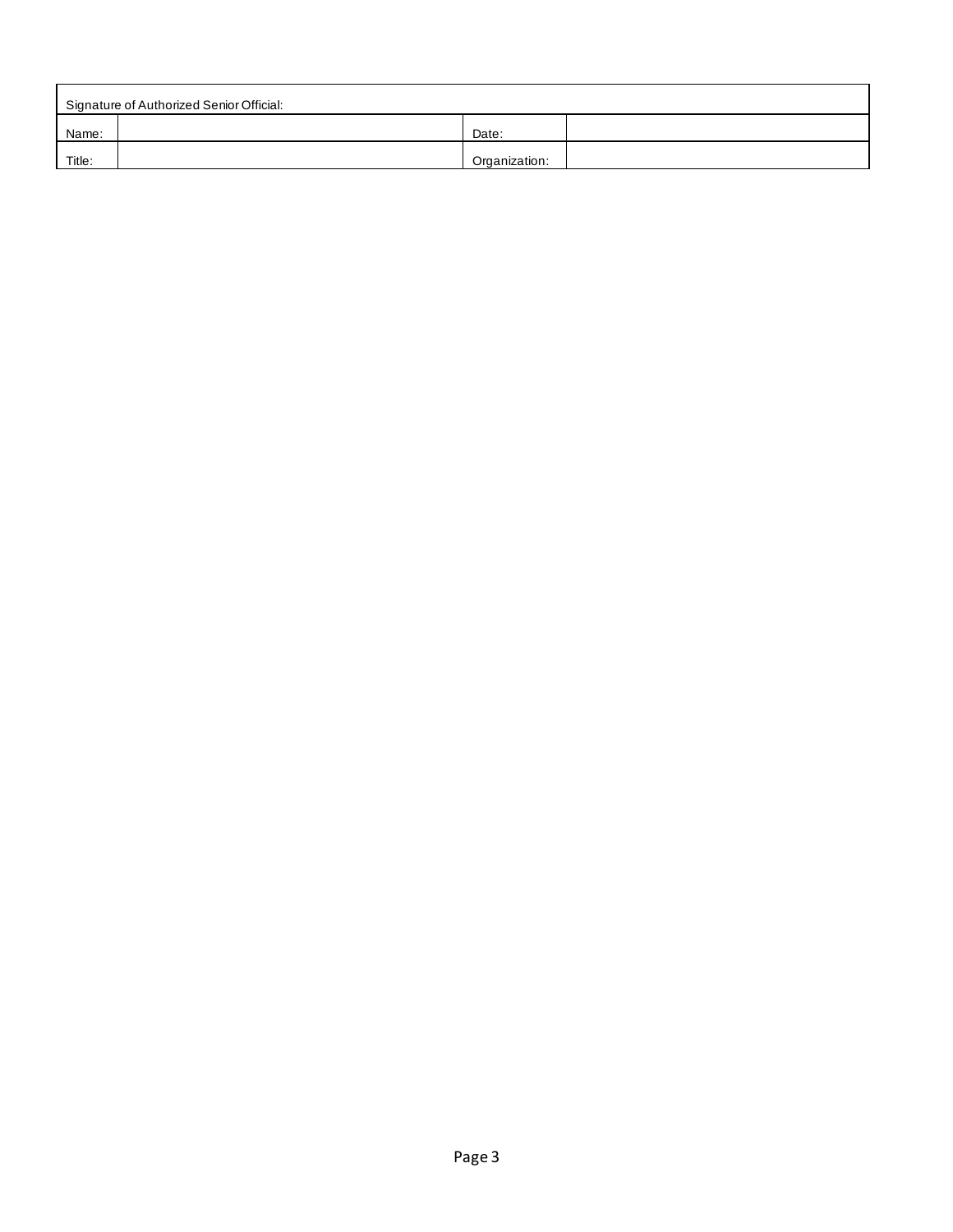| Signature of Authorized Senior Official: | | | |
|---|---|---|---|
| Name: | | Date: | |
| Title: | | Organization: | |